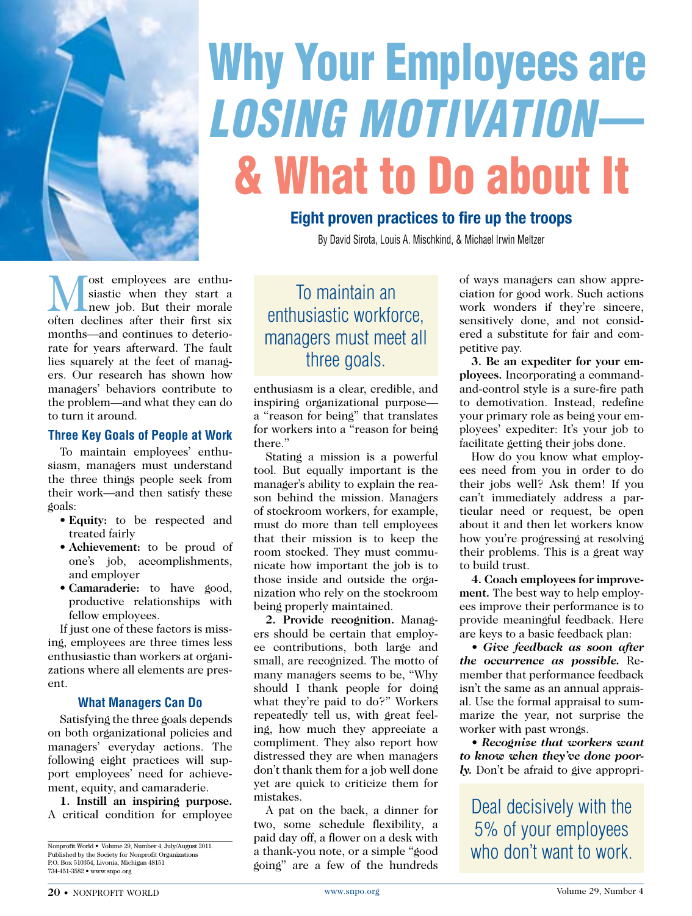# Why Your Employees are *LOSING MOTIVATION*— & What to Do about It

### Eight proven practices to fire up the troops

By David Sirota, Louis A. Mischkind, & Michael Irwin Meltzer

Most employees are enthusiastic when they start a new job. But their morale often declines after their first six months—and continues to deteriorate for years afterward. The fault lies squarely at the feet of managers. Our research has shown how managers' behaviors contribute to the problem—and what they can do to turn it around.

## Three Key Goals of People at Work

To maintain employees' enthusiasm, managers must understand the three things people seek from their work—and then satisfy these goals:

- **Equity:** to be respected and treated fairly
- **Achievement:** to be proud of one's job, accomplishments, and employer
- **Camaraderie:** to have good, productive relationships with fellow employees.

If just one of these factors is missing, employees are three times less enthusiastic than workers at organizations where all elements are present.

> To maintain an enthusiastic workforce, managers must meet all three goals.

## What Managers Can Do

Satisfying the three goals depends on both organizational policies and managers' everyday actions. The following eight practices will support employees' need for achievement, equity, and camaraderie.

**1. Instill an inspiring purpose.** A critical condition for employee enthusiasm is a clear, credible, and inspiring organizational purpose—a "reason for being" that translates for workers into a "reason for being there."

Stating a mission is a powerful tool. But equally important is the manager's ability to explain the reason behind the mission. Managers of stockroom workers, for example, must do more than tell employees that their mission is to keep the room stocked. They must communicate how important the job is to those inside and outside the organization who rely on the stockroom being properly maintained.

**2. Provide recognition.** Managers should be certain that employee contributions, both large and small, are recognized. The motto of many managers seems to be, "Why should I thank people for doing what they're paid to do?" Workers repeatedly tell us, with great feeling, how much they appreciate a compliment. They also report how distressed they are when managers don't thank them for a job well done yet are quick to criticize them for mistakes.

A pat on the back, a dinner for two, some schedule flexibility, a paid day off, a flower on a desk with a thank-you note, or a simple "good going" are a few of the hundreds of ways managers can show appreciation for good work. Such actions work wonders if they're sincere, sensitively done, and not considered a substitute for fair and competitive pay.

**3. Be an expediter for your employees.** Incorporating a command-and-control style is a sure-fire path to demotivation. Instead, redefine your primary role as being your employees' expediter: It's your job to facilitate getting their jobs done.

How do you know what employees need from you in order to do their jobs well? Ask them! If you can't immediately address a particular need or request, be open about it and then let workers know how you're progressing at resolving their problems. This is a great way to build trust.

**4. Coach employees for improvement.** The best way to help employees improve their performance is to provide meaningful feedback. Here are keys to a basic feedback plan:

- ***Give feedback as soon after the occurrence as possible.*** Remember that performance feedback isn't the same as an annual appraisal. Use the formal appraisal to summarize the year, not surprise the worker with past wrongs.
- ***Recognize that workers want to know when they've done poorly.*** Don't be afraid to give appropri-

> Deal decisively with the 5% of your employees who don't want to work.

Nonprofit World • Volume 29, Number 4, July/August 2011.
Published by the Society for Nonprofit Organizations
P.O. Box 510354, Livonia, Michigan 48151
734-451-3582 • www.snpo.org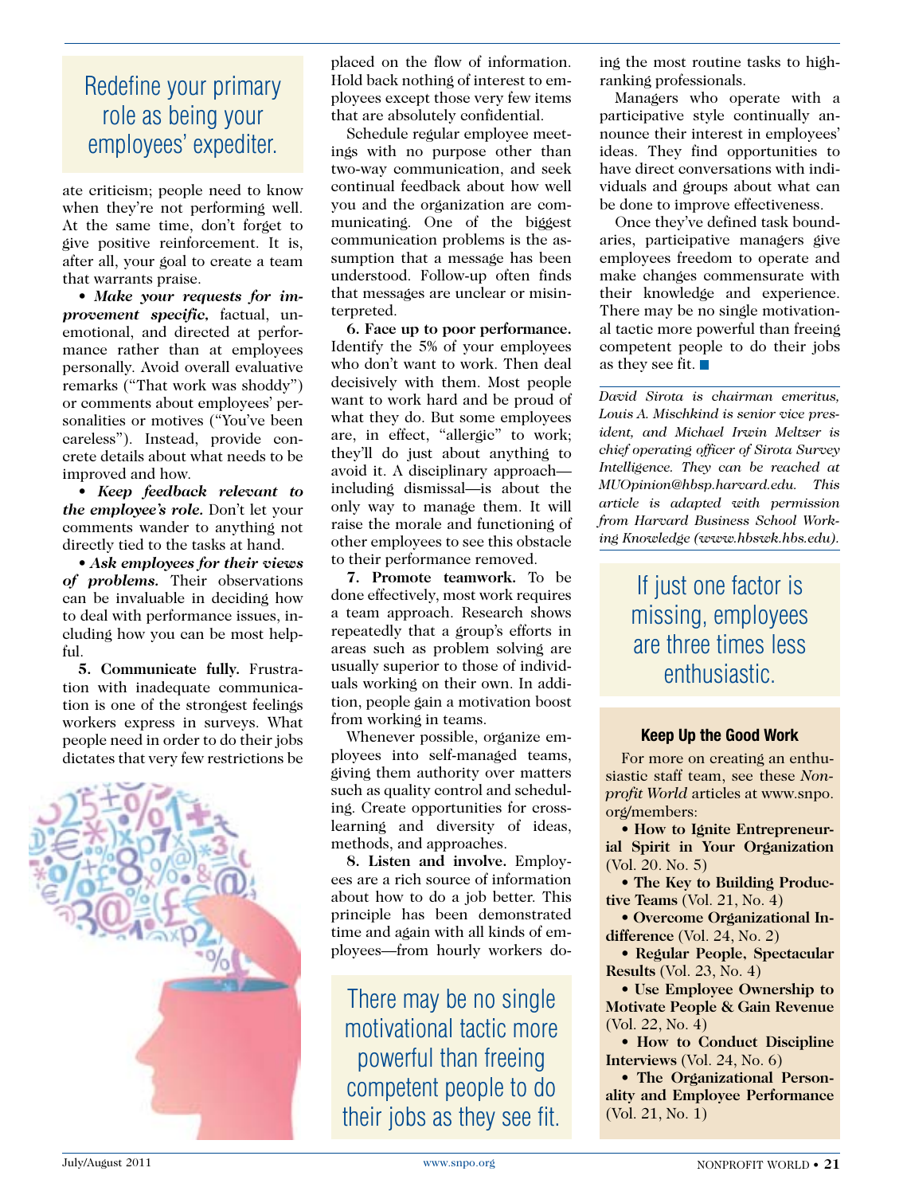> Redefine your primary role as being your employees' expediter.

ate criticism; people need to know when they're not performing well. At the same time, don't forget to give positive reinforcement. It is, after all, your goal to create a team that warrants praise.

- ***Make your requests for improvement specific,*** factual, unemotional, and directed at performance rather than at employees personally. Avoid overall evaluative remarks ("That work was shoddy") or comments about employees' personalities or motives ("You've been careless"). Instead, provide concrete details about what needs to be improved and how.
- ***Keep feedback relevant to the employee's role.*** Don't let your comments wander to anything not directly tied to the tasks at hand.
- ***Ask employees for their views of problems.*** Their observations can be invaluable in deciding how to deal with performance issues, including how you can be most helpful.

**5. Communicate fully.** Frustration with inadequate communication is one of the strongest feelings workers express in surveys. What people need in order to do their jobs dictates that very few restrictions be placed on the flow of information. Hold back nothing of interest to employees except those very few items that are absolutely confidential.

Schedule regular employee meetings with no purpose other than two-way communication, and seek continual feedback about how well you and the organization are communicating. One of the biggest communication problems is the assumption that a message has been understood. Follow-up often finds that messages are unclear or misinterpreted.

**6. Face up to poor performance.** Identify the 5% of your employees who don't want to work. Then deal decisively with them. Most people want to work hard and be proud of what they do. But some employees are, in effect, "allergic" to work; they'll do just about anything to avoid it. A disciplinary approach—including dismissal—is about the only way to manage them. It will raise the morale and functioning of other employees to see this obstacle to their performance removed.

**7. Promote teamwork.** To be done effectively, most work requires a team approach. Research shows repeatedly that a group's efforts in areas such as problem solving are usually superior to those of individuals working on their own. In addition, people gain a motivation boost from working in teams.

Whenever possible, organize employees into self-managed teams, giving them authority over matters such as quality control and scheduling. Create opportunities for cross-learning and diversity of ideas, methods, and approaches.

**8. Listen and involve.** Employees are a rich source of information about how to do a job better. This principle has been demonstrated time and again with all kinds of employees—from hourly workers doing the most routine tasks to high-ranking professionals.

> There may be no single motivational tactic more powerful than freeing competent people to do their jobs as they see fit.

Managers who operate with a participative style continually announce their interest in employees' ideas. They find opportunities to have direct conversations with individuals and groups about what can be done to improve effectiveness.

Once they've defined task boundaries, participative managers give employees freedom to operate and make changes commensurate with their knowledge and experience. There may be no single motivational tactic more powerful than freeing competent people to do their jobs as they see fit. ■

*David Sirota is chairman emeritus, Louis A. Mischkind is senior vice president, and Michael Irwin Meltzer is chief operating officer of Sirota Survey Intelligence. They can be reached at MUOpinion@hbsp.harvard.edu. This article is adapted with permission from Harvard Business School Working Knowledge (www.hbswk.hbs.edu).*

> If just one factor is missing, employees are three times less enthusiastic.

### Keep Up the Good Work

For more on creating an enthusiastic staff team, see these *Nonprofit World* articles at www.snpo.org/members:

- **How to Ignite Entrepreneurial Spirit in Your Organization** (Vol. 20. No. 5)
- **The Key to Building Productive Teams** (Vol. 21, No. 4)
- **Overcome Organizational Indifference** (Vol. 24, No. 2)
- **Regular People, Spectacular Results** (Vol. 23, No. 4)
- **Use Employee Ownership to Motivate People & Gain Revenue** (Vol. 22, No. 4)
- **How to Conduct Discipline Interviews** (Vol. 24, No. 6)
- **The Organizational Personality and Employee Performance** (Vol. 21, No. 1)